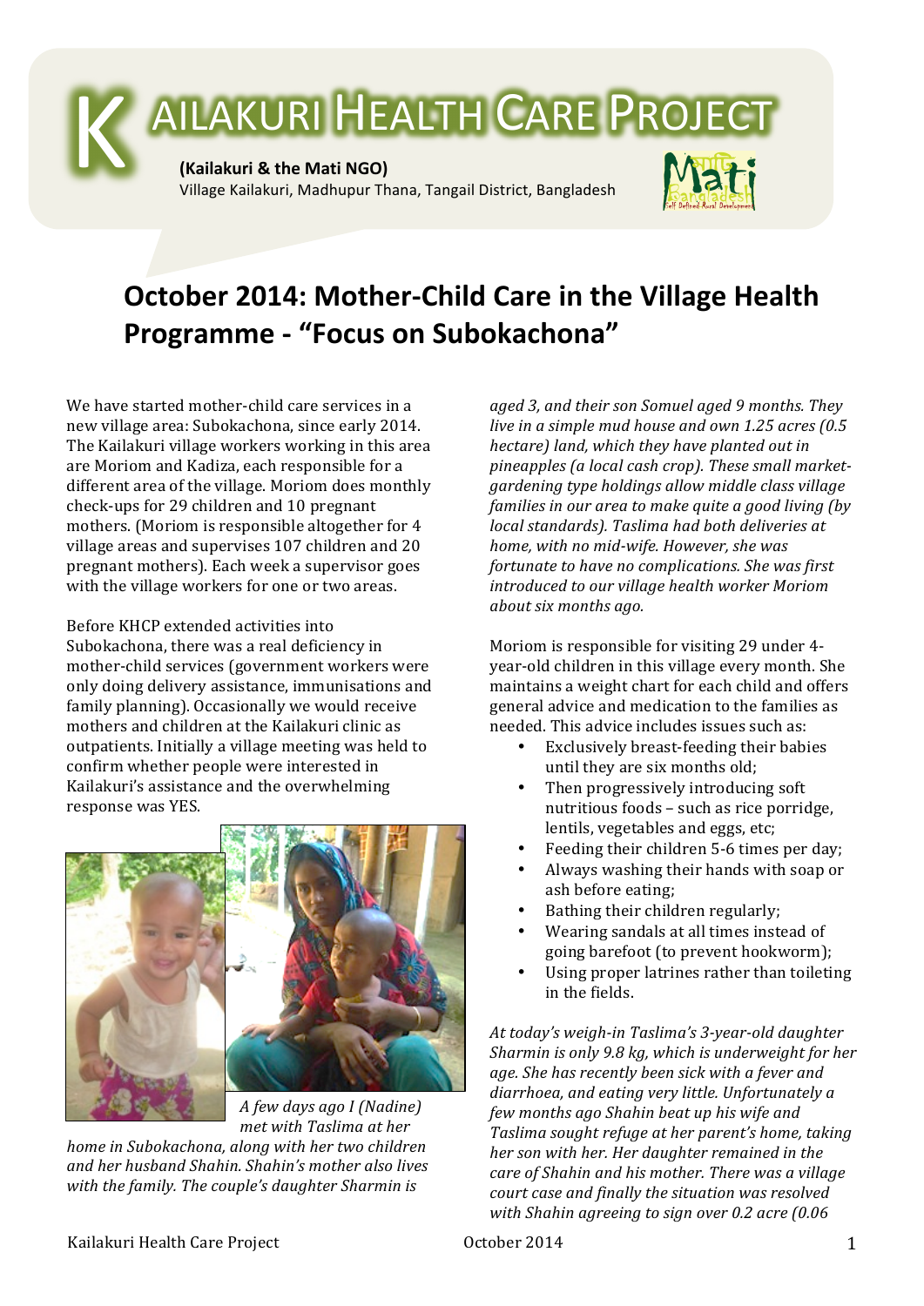# KAILAKURI HEALTH CARE PROJECT

**(Kailakuri & the Mati NGO)**
Village Kailakuri, Madhupur Thana, Tangail District, Bangladesh

## October 2014: Mother-Child Care in the Village Health Programme - "Focus on Subokachona"

We have started mother-child care services in a new village area: Subokachona, since early 2014. The Kailakuri village workers working in this area are Moriom and Kadiza, each responsible for a different area of the village. Moriom does monthly check-ups for 29 children and 10 pregnant mothers. (Moriom is responsible altogether for 4 village areas and supervises 107 children and 20 pregnant mothers). Each week a supervisor goes with the village workers for one or two areas.

Before KHCP extended activities into Subokachona, there was a real deficiency in mother-child services (government workers were only doing delivery assistance, immunisations and family planning). Occasionally we would receive mothers and children at the Kailakuri clinic as outpatients. Initially a village meeting was held to confirm whether people were interested in Kailakuri's assistance and the overwhelming response was YES.

*A few days ago I (Nadine) met with Taslima at her home in Subokachona, along with her two children and her husband Shahin. Shahin's mother also lives with the family. The couple's daughter Sharmin is aged 3, and their son Somuel aged 9 months. They live in a simple mud house and own 1.25 acres (0.5 hectare) land, which they have planted out in pineapples (a local cash crop). These small market-gardening type holdings allow middle class village families in our area to make quite a good living (by local standards). Taslima had both deliveries at home, with no mid-wife. However, she was fortunate to have no complications. She was first introduced to our village health worker Moriom about six months ago.*

Moriom is responsible for visiting 29 under 4-year-old children in this village every month. She maintains a weight chart for each child and offers general advice and medication to the families as needed. This advice includes issues such as:

- Exclusively breast-feeding their babies until they are six months old;
- Then progressively introducing soft nutritious foods – such as rice porridge, lentils, vegetables and eggs, etc;
- Feeding their children 5-6 times per day;
- Always washing their hands with soap or ash before eating;
- Bathing their children regularly;
- Wearing sandals at all times instead of going barefoot (to prevent hookworm);
- Using proper latrines rather than toileting in the fields.

*At today's weigh-in Taslima's 3-year-old daughter Sharmin is only 9.8 kg, which is underweight for her age. She has recently been sick with a fever and diarrhoea, and eating very little. Unfortunately a few months ago Shahin beat up his wife and Taslima sought refuge at her parent's home, taking her son with her. Her daughter remained in the care of Shahin and his mother. There was a village court case and finally the situation was resolved with Shahin agreeing to sign over 0.2 acre (0.06*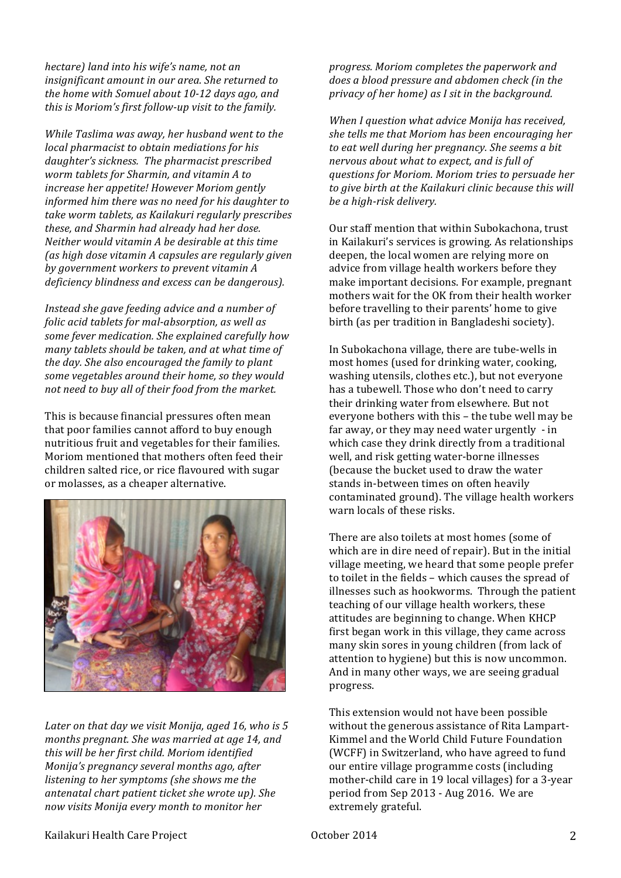*hectare) land into his wife's name, not an insignificant amount in our area. She returned to the home with Somuel about 10-12 days ago, and this is Moriom's first follow-up visit to the family.*

*While Taslima was away, her husband went to the local pharmacist to obtain mediations for his daughter's sickness. The pharmacist prescribed worm tablets for Sharmin, and vitamin A to increase her appetite! However Moriom gently informed him there was no need for his daughter to take worm tablets, as Kailakuri regularly prescribes these, and Sharmin had already had her dose. Neither would vitamin A be desirable at this time (as high dose vitamin A capsules are regularly given by government workers to prevent vitamin A deficiency blindness and excess can be dangerous).*

*Instead she gave feeding advice and a number of folic acid tablets for mal-absorption, as well as some fever medication. She explained carefully how many tablets should be taken, and at what time of the day. She also encouraged the family to plant some vegetables around their home, so they would not need to buy all of their food from the market.*

This is because financial pressures often mean that poor families cannot afford to buy enough nutritious fruit and vegetables for their families. Moriom mentioned that mothers often feed their children salted rice, or rice flavoured with sugar or molasses, as a cheaper alternative.

*Later on that day we visit Monija, aged 16, who is 5 months pregnant. She was married at age 14, and this will be her first child. Moriom identified Monija's pregnancy several months ago, after listening to her symptoms (she shows me the antenatal chart patient ticket she wrote up). She now visits Monija every month to monitor her progress. Moriom completes the paperwork and does a blood pressure and abdomen check (in the privacy of her home) as I sit in the background.*

*When I question what advice Monija has received, she tells me that Moriom has been encouraging her to eat well during her pregnancy. She seems a bit nervous about what to expect, and is full of questions for Moriom. Moriom tries to persuade her to give birth at the Kailakuri clinic because this will be a high-risk delivery.*

Our staff mention that within Subokachona, trust in Kailakuri's services is growing. As relationships deepen, the local women are relying more on advice from village health workers before they make important decisions. For example, pregnant mothers wait for the OK from their health worker before travelling to their parents' home to give birth (as per tradition in Bangladeshi society).

In Subokachona village, there are tube-wells in most homes (used for drinking water, cooking, washing utensils, clothes etc.), but not everyone has a tubewell. Those who don't need to carry their drinking water from elsewhere. But not everyone bothers with this – the tube well may be far away, or they may need water urgently - in which case they drink directly from a traditional well, and risk getting water-borne illnesses (because the bucket used to draw the water stands in-between times on often heavily contaminated ground). The village health workers warn locals of these risks.

There are also toilets at most homes (some of which are in dire need of repair). But in the initial village meeting, we heard that some people prefer to toilet in the fields – which causes the spread of illnesses such as hookworms. Through the patient teaching of our village health workers, these attitudes are beginning to change. When KHCP first began work in this village, they came across many skin sores in young children (from lack of attention to hygiene) but this is now uncommon. And in many other ways, we are seeing gradual progress.

This extension would not have been possible without the generous assistance of Rita Lampart-Kimmel and the World Child Future Foundation (WCFF) in Switzerland, who have agreed to fund our entire village programme costs (including mother-child care in 19 local villages) for a 3-year period from Sep 2013 - Aug 2016. We are extremely grateful.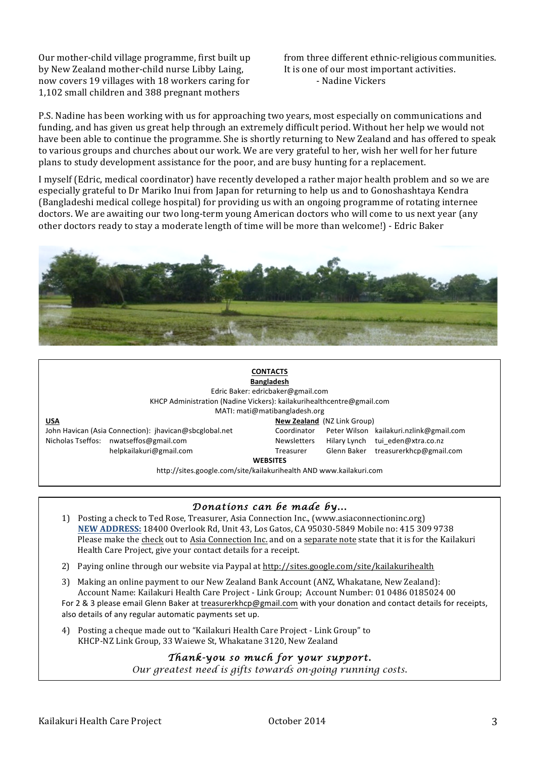Our mother-child village programme, first built up by New Zealand mother-child nurse Libby Laing, now covers 19 villages with 18 workers caring for 1,102 small children and 388 pregnant mothers from three different ethnic-religious communities. It is one of our most important activities.

- Nadine Vickers

P.S. Nadine has been working with us for approaching two years, most especially on communications and funding, and has given us great help through an extremely difficult period. Without her help we would not have been able to continue the programme. She is shortly returning to New Zealand and has offered to speak to various groups and churches about our work. We are very grateful to her, wish her well for her future plans to study development assistance for the poor, and are busy hunting for a replacement.

I myself (Edric, medical coordinator) have recently developed a rather major health problem and so we are especially grateful to Dr Mariko Inui from Japan for returning to help us and to Gonoshashtaya Kendra (Bangladeshi medical college hospital) for providing us with an ongoing programme of rotating internee doctors. We are awaiting our two long-term young American doctors who will come to us next year (any other doctors ready to stay a moderate length of time will be more than welcome!) - Edric Baker

## CONTACTS

**Bangladesh**

Edric Baker: edricbaker@gmail.com

KHCP Administration (Nadine Vickers): kailakurihealthcentre@gmail.com

MATI: mati@matibangladesh.org

**USA**

John Havican (Asia Connection): jhavican@sbcglobal.net

Nicholas Tseffos: nwatseffos@gmail.com

helpkailakuri@gmail.com

**New Zealand** (NZ Link Group)

| | | |
|---|---|---|
| Coordinator | Peter Wilson | kailakuri.nzlink@gmail.com |
| Newsletters | Hilary Lynch | tui_eden@xtra.co.nz |
| Treasurer | Glenn Baker | treasurerkhcp@gmail.com |

**WEBSITES**

http://sites.google.com/site/kailakurihealth AND www.kailakuri.com

## *Donations can be made by...*

1) Posting a check to Ted Rose, Treasurer, Asia Connection Inc., (www.asiaconnectioninc.org) **NEW ADDRESS:** 18400 Overlook Rd, Unit 43, Los Gatos, CA 95030-5849 Mobile no: 415 309 9738 Please make the check out to Asia Connection Inc. and on a separate note state that it is for the Kailakuri Health Care Project, give your contact details for a receipt.
2) Paying online through our website via Paypal at http://sites.google.com/site/kailakurihealth
3) Making an online payment to our New Zealand Bank Account (ANZ, Whakatane, New Zealand): Account Name: Kailakuri Health Care Project - Link Group; Account Number: 01 0486 0185024 00

For 2 & 3 please email Glenn Baker at treasurerkhcp@gmail.com with your donation and contact details for receipts, also details of any regular automatic payments set up.

4) Posting a cheque made out to "Kailakuri Health Care Project - Link Group" to KHCP-NZ Link Group, 33 Waiewe St, Whakatane 3120, New Zealand

*Thank-you so much for your support.*

*Our greatest need is gifts towards on-going running costs.*